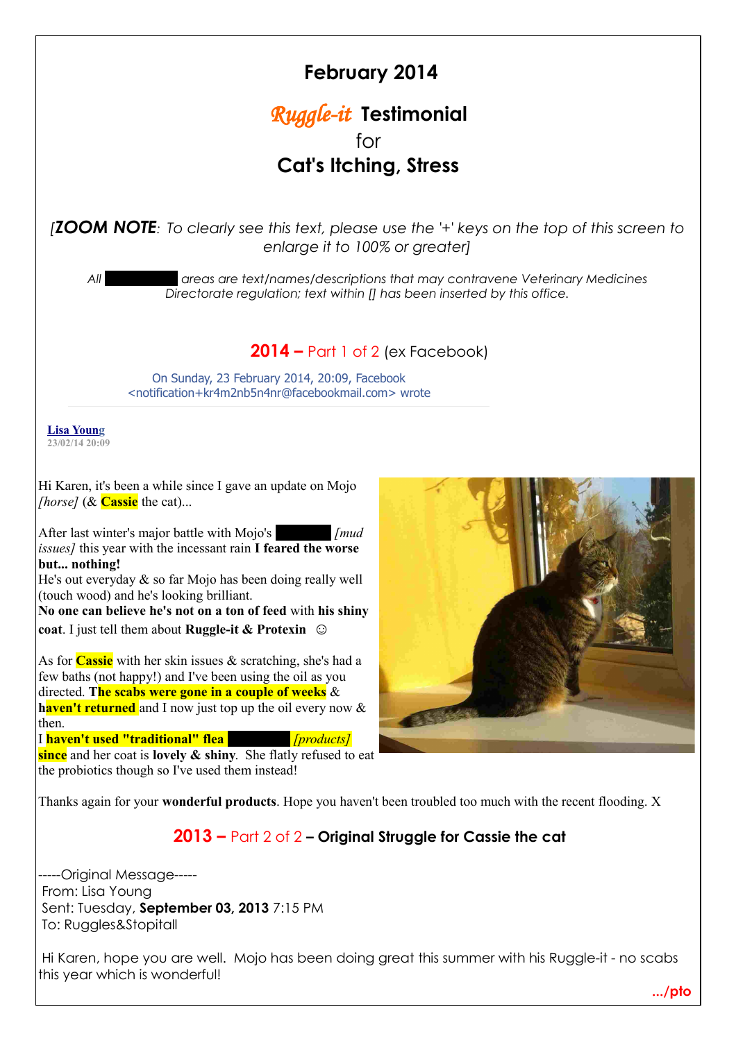# February 2014

## *Ruggle-it* Testimonial
for
## Cat's Itching, Stress

*[**ZOOM NOTE**: To clearly see this text, please use the '+' keys on the top of this screen to enlarge it to 100% or greater]*

*All ██████ areas are text/names/descriptions that may contravene Veterinary Medicines Directorate regulation; text within [] has been inserted by this office.*

### 2014 – Part 1 of 2 (ex Facebook)

On Sunday, 23 February 2014, 20:09, Facebook <notification+kr4m2nb5n4nr@facebookmail.com> wrote

**Lisa Young**
23/02/14 20:09

Hi Karen, it's been a while since I gave an update on Mojo *[horse]* (& **Cassie** the cat)...

After last winter's major battle with Mojo's ██████ *[mud issues]* this year with the incessant rain **I feared the worse but... nothing!**
He's out everyday & so far Mojo has been doing really well (touch wood) and he's looking brilliant.
**No one can believe he's not on a ton of feed** with **his shiny coat**. I just tell them about **Ruggle-it & Protexin** ☺

As for **Cassie** with her skin issues & scratching, she's had a few baths (not happy!) and I've been using the oil as you directed. **The scabs were gone in a couple of weeks** & **haven't returned** and I now just top up the oil every now & then.
I **haven't used "traditional" flea** ██████ *[products]* **since** and her coat is **lovely & shiny**. She flatly refused to eat the probiotics though so I've used them instead!

Thanks again for your **wonderful products**. Hope you haven't been troubled too much with the recent flooding. X

### 2013 – Part 2 of 2 – Original Struggle for Cassie the cat

-----Original Message-----
From: Lisa Young
Sent: Tuesday, **September 03, 2013** 7:15 PM
To: Ruggles&Stopitall

Hi Karen, hope you are well. Mojo has been doing great this summer with his Ruggle-it - no scabs this year which is wonderful!

.../pto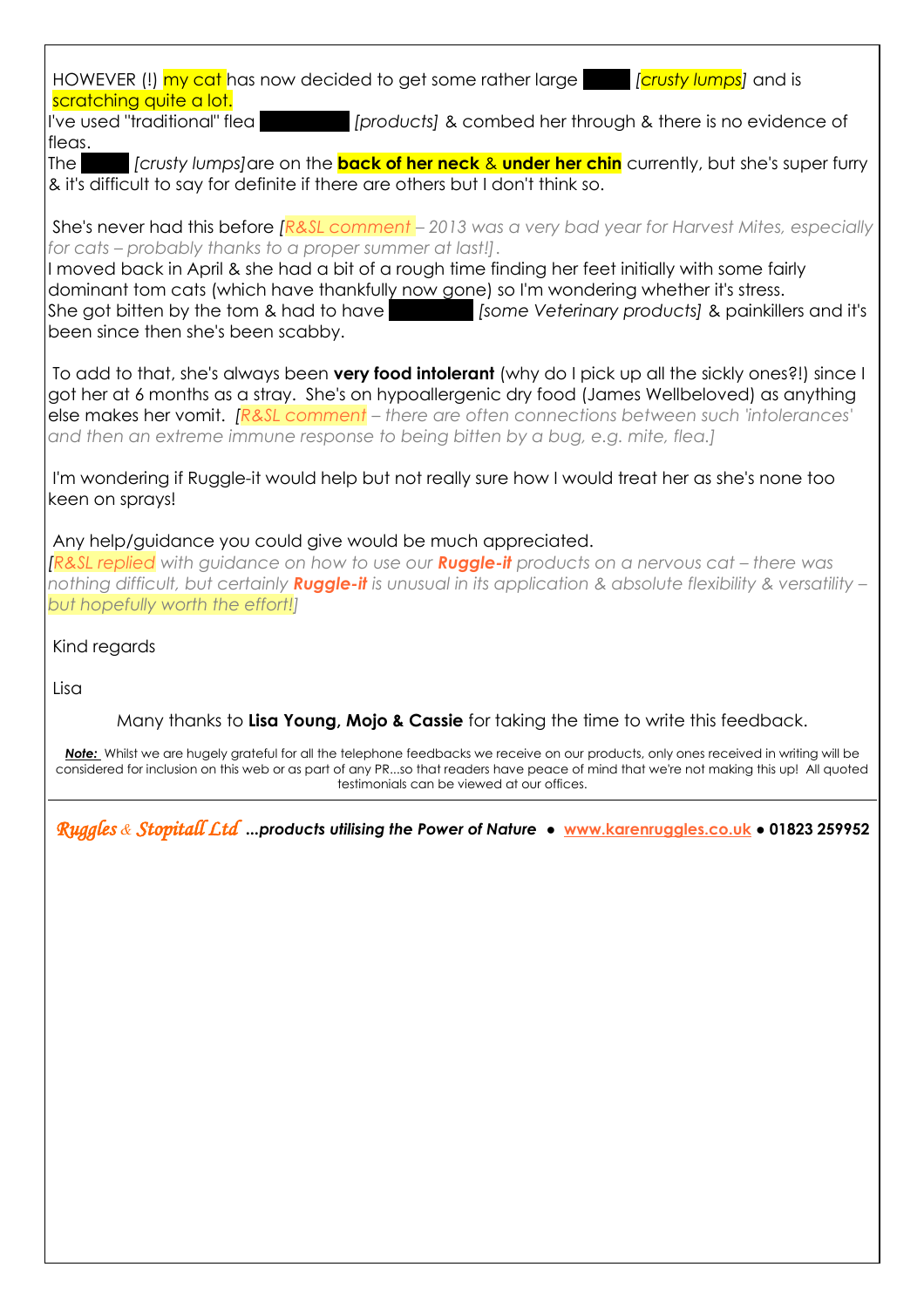HOWEVER (!) my cat has now decided to get some rather large ████ *[crusty lumps]* and is scratching quite a lot.
I've used "traditional" flea ████████ *[products]* & combed her through & there is no evidence of fleas.
The ████ *[crusty lumps]* are on the **back of her neck** & **under her chin** currently, but she's super furry & it's difficult to say for definite if there are others but I don't think so.

She's never had this before *[R&SL comment – 2013 was a very bad year for Harvest Mites, especially for cats – probably thanks to a proper summer at last!]*.
I moved back in April & she had a bit of a rough time finding her feet initially with some fairly dominant tom cats (which have thankfully now gone) so I'm wondering whether it's stress.
She got bitten by the tom & had to have ████████ *[some Veterinary products]* & painkillers and it's been since then she's been scabby.

To add to that, she's always been **very food intolerant** (why do I pick up all the sickly ones?!) since I got her at 6 months as a stray. She's on hypoallergenic dry food (James Wellbeloved) as anything else makes her vomit. *[R&SL comment – there are often connections between such 'intolerances' and then an extreme immune response to being bitten by a bug, e.g. mite, flea.]*

I'm wondering if Ruggle-it would help but not really sure how I would treat her as she's none too keen on sprays!

Any help/guidance you could give would be much appreciated.
*[R&SL replied with guidance on how to use our **Ruggle-it** products on a nervous cat – there was nothing difficult, but certainly **Ruggle-it** is unusual in its application & absolute flexibility & versatility – but hopefully worth the effort!]*

Kind regards

Lisa

Many thanks to **Lisa Young, Mojo & Cassie** for taking the time to write this feedback.

***Note:*** Whilst we are hugely grateful for all the telephone feedbacks we receive on our products, only ones received in writing will be considered for inclusion on this web or as part of any PR...so that readers have peace of mind that we're not making this up! All quoted testimonials can be viewed at our offices.

*Ruggles & Stopitall Ltd* ***...products utilising the Power of Nature*** ● www.karenruggles.co.uk ● **01823 259952**